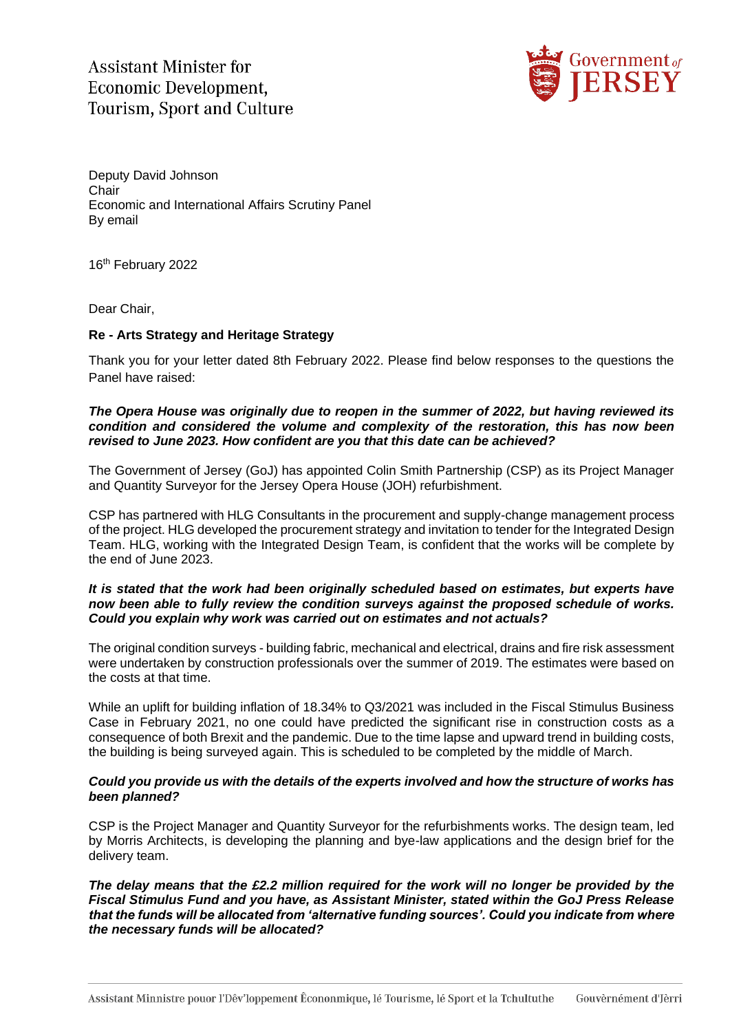Assistant Minister for
Economic Development,
Tourism, Sport and Culture

Deputy David Johnson
Chair
Economic and International Affairs Scrutiny Panel
By email

16th February 2022

Dear Chair,

**Re - Arts Strategy and Heritage Strategy**

Thank you for your letter dated 8th February 2022. Please find below responses to the questions the Panel have raised:

***The Opera House was originally due to reopen in the summer of 2022, but having reviewed its condition and considered the volume and complexity of the restoration, this has now been revised to June 2023. How confident are you that this date can be achieved?***

The Government of Jersey (GoJ) has appointed Colin Smith Partnership (CSP) as its Project Manager and Quantity Surveyor for the Jersey Opera House (JOH) refurbishment.

CSP has partnered with HLG Consultants in the procurement and supply-change management process of the project. HLG developed the procurement strategy and invitation to tender for the Integrated Design Team. HLG, working with the Integrated Design Team, is confident that the works will be complete by the end of June 2023.

***It is stated that the work had been originally scheduled based on estimates, but experts have now been able to fully review the condition surveys against the proposed schedule of works. Could you explain why work was carried out on estimates and not actuals?***

The original condition surveys - building fabric, mechanical and electrical, drains and fire risk assessment were undertaken by construction professionals over the summer of 2019. The estimates were based on the costs at that time.

While an uplift for building inflation of 18.34% to Q3/2021 was included in the Fiscal Stimulus Business Case in February 2021, no one could have predicted the significant rise in construction costs as a consequence of both Brexit and the pandemic. Due to the time lapse and upward trend in building costs, the building is being surveyed again. This is scheduled to be completed by the middle of March.

***Could you provide us with the details of the experts involved and how the structure of works has been planned?***

CSP is the Project Manager and Quantity Surveyor for the refurbishments works. The design team, led by Morris Architects, is developing the planning and bye-law applications and the design brief for the delivery team.

***The delay means that the £2.2 million required for the work will no longer be provided by the Fiscal Stimulus Fund and you have, as Assistant Minister, stated within the GoJ Press Release that the funds will be allocated from 'alternative funding sources'. Could you indicate from where the necessary funds will be allocated?***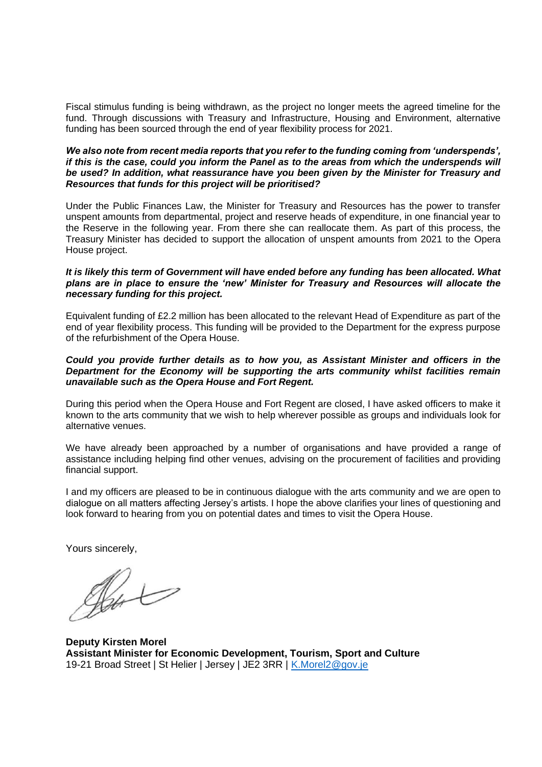Fiscal stimulus funding is being withdrawn, as the project no longer meets the agreed timeline for the fund. Through discussions with Treasury and Infrastructure, Housing and Environment, alternative funding has been sourced through the end of year flexibility process for 2021.

***We also note from recent media reports that you refer to the funding coming from 'underspends', if this is the case, could you inform the Panel as to the areas from which the underspends will be used? In addition, what reassurance have you been given by the Minister for Treasury and Resources that funds for this project will be prioritised?***

Under the Public Finances Law, the Minister for Treasury and Resources has the power to transfer unspent amounts from departmental, project and reserve heads of expenditure, in one financial year to the Reserve in the following year. From there she can reallocate them. As part of this process, the Treasury Minister has decided to support the allocation of unspent amounts from 2021 to the Opera House project.

***It is likely this term of Government will have ended before any funding has been allocated. What plans are in place to ensure the 'new' Minister for Treasury and Resources will allocate the necessary funding for this project.***

Equivalent funding of £2.2 million has been allocated to the relevant Head of Expenditure as part of the end of year flexibility process. This funding will be provided to the Department for the express purpose of the refurbishment of the Opera House.

***Could you provide further details as to how you, as Assistant Minister and officers in the Department for the Economy will be supporting the arts community whilst facilities remain unavailable such as the Opera House and Fort Regent.***

During this period when the Opera House and Fort Regent are closed, I have asked officers to make it known to the arts community that we wish to help wherever possible as groups and individuals look for alternative venues.

We have already been approached by a number of organisations and have provided a range of assistance including helping find other venues, advising on the procurement of facilities and providing financial support.

I and my officers are pleased to be in continuous dialogue with the arts community and we are open to dialogue on all matters affecting Jersey's artists. I hope the above clarifies your lines of questioning and look forward to hearing from you on potential dates and times to visit the Opera House.

Yours sincerely,

**Deputy Kirsten Morel**
**Assistant Minister for Economic Development, Tourism, Sport and Culture**
19-21 Broad Street | St Helier | Jersey | JE2 3RR | K.Morel2@gov.je